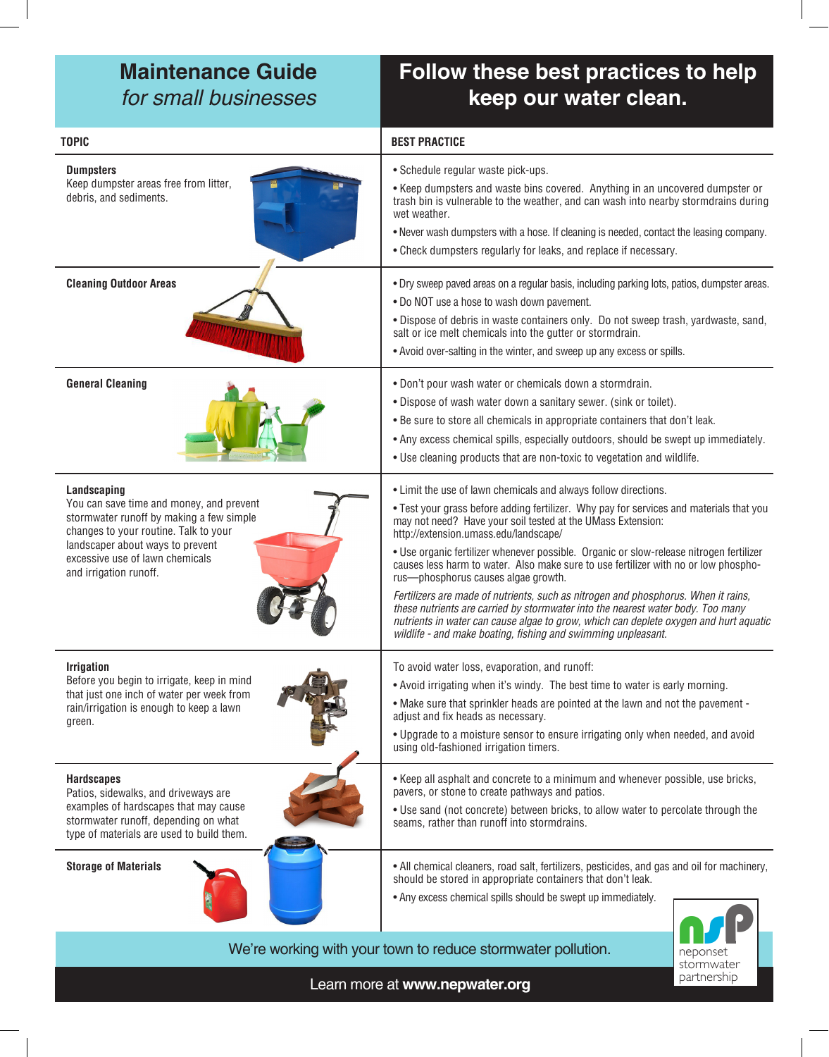# Maintenance Guide
*for small businesses*

## Follow these best practices to help keep our water clean.

| TOPIC | BEST PRACTICE |
| --- | --- |
| **Dumpsters**<br>Keep dumpster areas free from litter, debris, and sediments. | • Schedule regular waste pick-ups.<br>• Keep dumpsters and waste bins covered. Anything in an uncovered dumpster or trash bin is vulnerable to the weather, and can wash into nearby stormdrains during wet weather.<br>• Never wash dumpsters with a hose. If cleaning is needed, contact the leasing company.<br>• Check dumpsters regularly for leaks, and replace if necessary. |
| **Cleaning Outdoor Areas** | • Dry sweep paved areas on a regular basis, including parking lots, patios, dumpster areas.<br>• Do NOT use a hose to wash down pavement.<br>• Dispose of debris in waste containers only. Do not sweep trash, yardwaste, sand, salt or ice melt chemicals into the gutter or stormdrain.<br>• Avoid over-salting in the winter, and sweep up any excess or spills. |
| **General Cleaning** | • Don't pour wash water or chemicals down a stormdrain.<br>• Dispose of wash water down a sanitary sewer. (sink or toilet).<br>• Be sure to store all chemicals in appropriate containers that don't leak.<br>• Any excess chemical spills, especially outdoors, should be swept up immediately.<br>• Use cleaning products that are non-toxic to vegetation and wildlife. |
| **Landscaping**<br>You can save time and money, and prevent stormwater runoff by making a few simple changes to your routine. Talk to your landscaper about ways to prevent excessive use of lawn chemicals and irrigation runoff. | • Limit the use of lawn chemicals and always follow directions.<br>• Test your grass before adding fertilizer. Why pay for services and materials that you may not need? Have your soil tested at the UMass Extension: http://extension.umass.edu/landscape/<br>• Use organic fertilizer whenever possible. Organic or slow-release nitrogen fertilizer causes less harm to water. Also make sure to use fertilizer with no or low phosphorus—phosphorus causes algae growth.<br>*Fertilizers are made of nutrients, such as nitrogen and phosphorus. When it rains, these nutrients are carried by stormwater into the nearest water body. Too many nutrients in water can cause algae to grow, which can deplete oxygen and hurt aquatic wildlife - and make boating, fishing and swimming unpleasant.* |
| **Irrigation**<br>Before you begin to irrigate, keep in mind that just one inch of water per week from rain/irrigation is enough to keep a lawn green. | To avoid water loss, evaporation, and runoff:<br>• Avoid irrigating when it's windy. The best time to water is early morning.<br>• Make sure that sprinkler heads are pointed at the lawn and not the pavement - adjust and fix heads as necessary.<br>• Upgrade to a moisture sensor to ensure irrigating only when needed, and avoid using old-fashioned irrigation timers. |
| **Hardscapes**<br>Patios, sidewalks, and driveways are examples of hardscapes that may cause stormwater runoff, depending on what type of materials are used to build them. | • Keep all asphalt and concrete to a minimum and whenever possible, use bricks, pavers, or stone to create pathways and patios.<br>• Use sand (not concrete) between bricks, to allow water to percolate through the seams, rather than runoff into stormdrains. |
| **Storage of Materials** | • All chemical cleaners, road salt, fertilizers, pesticides, and gas and oil for machinery, should be stored in appropriate containers that don't leak.<br>• Any excess chemical spills should be swept up immediately. |

We're working with your town to reduce stormwater pollution.

Learn more at **www.nepwater.org**

nsp neponset stormwater partnership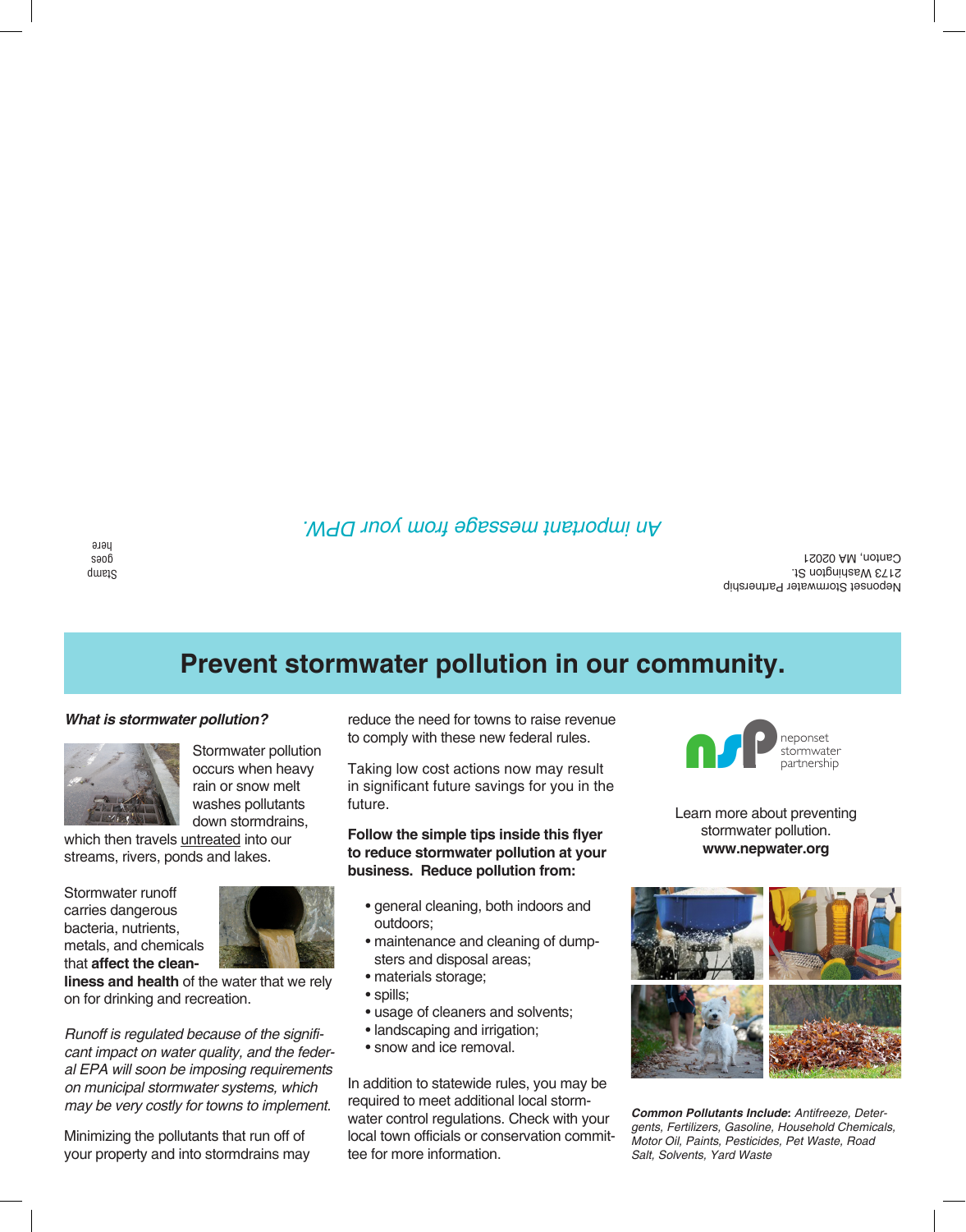Neponset Stormwater Partnership
2173 Washington St.
Canton, MA 02021

*An important message from your DPW.*

Stamp
goes
here

# Prevent stormwater pollution in our community.

***What is stormwater pollution?***

Stormwater pollution occurs when heavy rain or snow melt washes pollutants down stormdrains, which then travels untreated into our streams, rivers, ponds and lakes.

Stormwater runoff carries dangerous bacteria, nutrients, metals, and chemicals that **affect the cleanliness and health** of the water that we rely on for drinking and recreation.

*Runoff is regulated because of the significant impact on water quality, and the federal EPA will soon be imposing requirements on municipal stormwater systems, which may be very costly for towns to implement.*

Minimizing the pollutants that run off of your property and into stormdrains may reduce the need for towns to raise revenue to comply with these new federal rules.

Taking low cost actions now may result in significant future savings for you in the future.

**Follow the simple tips inside this flyer to reduce stormwater pollution at your business. Reduce pollution from:**

- general cleaning, both indoors and outdoors;
- maintenance and cleaning of dumpsters and disposal areas;
- materials storage;
- spills;
- usage of cleaners and solvents;
- landscaping and irrigation;
- snow and ice removal.

In addition to statewide rules, you may be required to meet additional local stormwater control regulations. Check with your local town officials or conservation committee for more information.

nsp neponset stormwater partnership

Learn more about preventing stormwater pollution.
**www.nepwater.org**

***Common Pollutants Include:*** *Antifreeze, Detergents, Fertilizers, Gasoline, Household Chemicals, Motor Oil, Paints, Pesticides, Pet Waste, Road Salt, Solvents, Yard Waste*